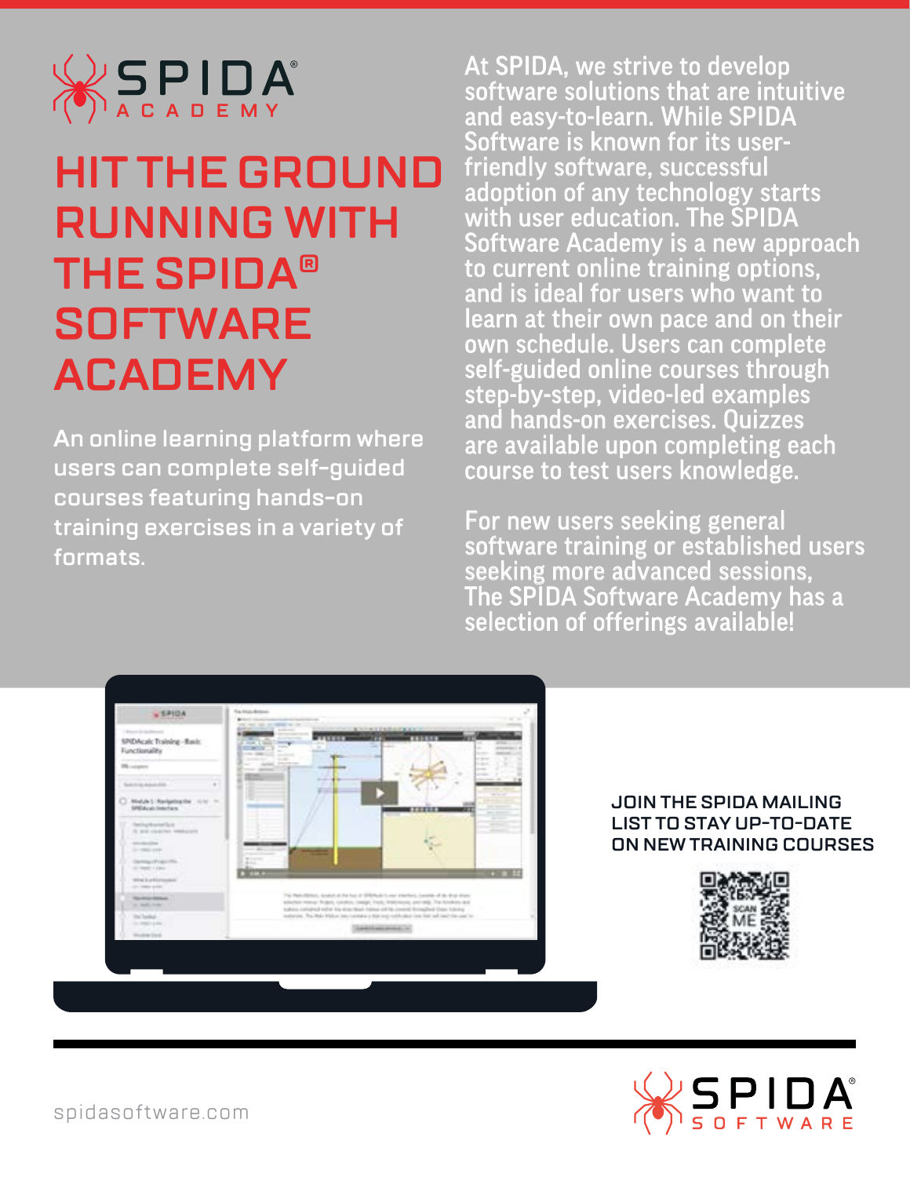SPIDA ACADEMY

# HIT THE GROUND RUNNING WITH THE SPIDA® SOFTWARE ACADEMY

An online learning platform where users can complete self-guided courses featuring hands-on training exercises in a variety of formats.

At SPIDA, we strive to develop software solutions that are intuitive and easy-to-learn. While SPIDA Software is known for its user-friendly software, successful adoption of any technology starts with user education. The SPIDA Software Academy is a new approach to current online training options, and is ideal for users who want to learn at their own pace and on their own schedule. Users can complete self-guided online courses through step-by-step, video-led examples and hands-on exercises. Quizzes are available upon completing each course to test users knowledge.

For new users seeking general software training or established users seeking more advanced sessions, The SPIDA Software Academy has a selection of offerings available!

**JOIN THE SPIDA MAILING LIST TO STAY UP-TO-DATE ON NEW TRAINING COURSES**

SCAN ME

spidasoftware.com

SPIDA SOFTWARE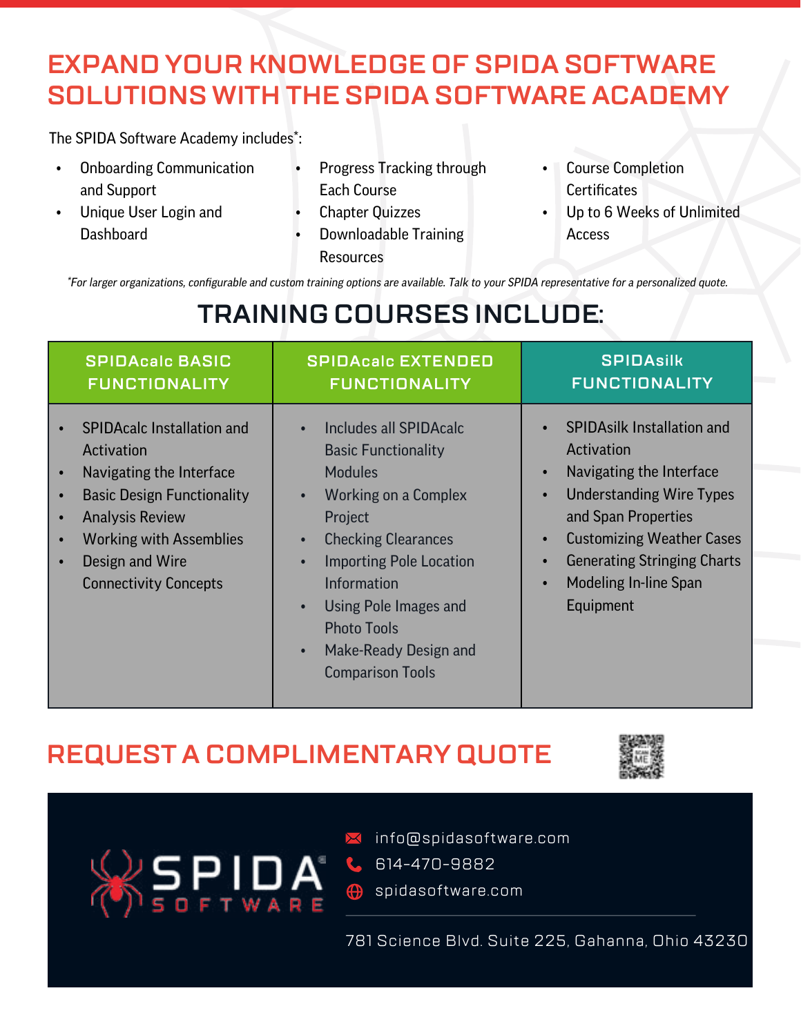# EXPAND YOUR KNOWLEDGE OF SPIDA SOFTWARE SOLUTIONS WITH THE SPIDA SOFTWARE ACADEMY

The SPIDA Software Academy includes*:

- Onboarding Communication and Support
- Unique User Login and Dashboard
- Progress Tracking through Each Course
- Chapter Quizzes
- Downloadable Training Resources
- Course Completion Certificates
- Up to 6 Weeks of Unlimited Access

*\*For larger organizations, configurable and custom training options are available. Talk to your SPIDA representative for a personalized quote.*

## TRAINING COURSES INCLUDE:

| SPIDAcalc BASIC FUNCTIONALITY | SPIDAcalc EXTENDED FUNCTIONALITY | SPIDAsilk FUNCTIONALITY |
|---|---|---|
| • SPIDAcalc Installation and Activation<br>• Navigating the Interface<br>• Basic Design Functionality<br>• Analysis Review<br>• Working with Assemblies<br>• Design and Wire Connectivity Concepts | • Includes all SPIDAcalc Basic Functionality Modules<br>• Working on a Complex Project<br>• Checking Clearances<br>• Importing Pole Location Information<br>• Using Pole Images and Photo Tools<br>• Make-Ready Design and Comparison Tools | • SPIDAsilk Installation and Activation<br>• Navigating the Interface<br>• Understanding Wire Types and Span Properties<br>• Customizing Weather Cases<br>• Generating Stringing Charts<br>• Modeling In-line Span Equipment |

## REQUEST A COMPLIMENTARY QUOTE

SCAN ME

SPIDA SOFTWARE

info@spidasoftware.com
614-470-9882
spidasoftware.com

781 Science Blvd. Suite 225, Gahanna, Ohio 43230